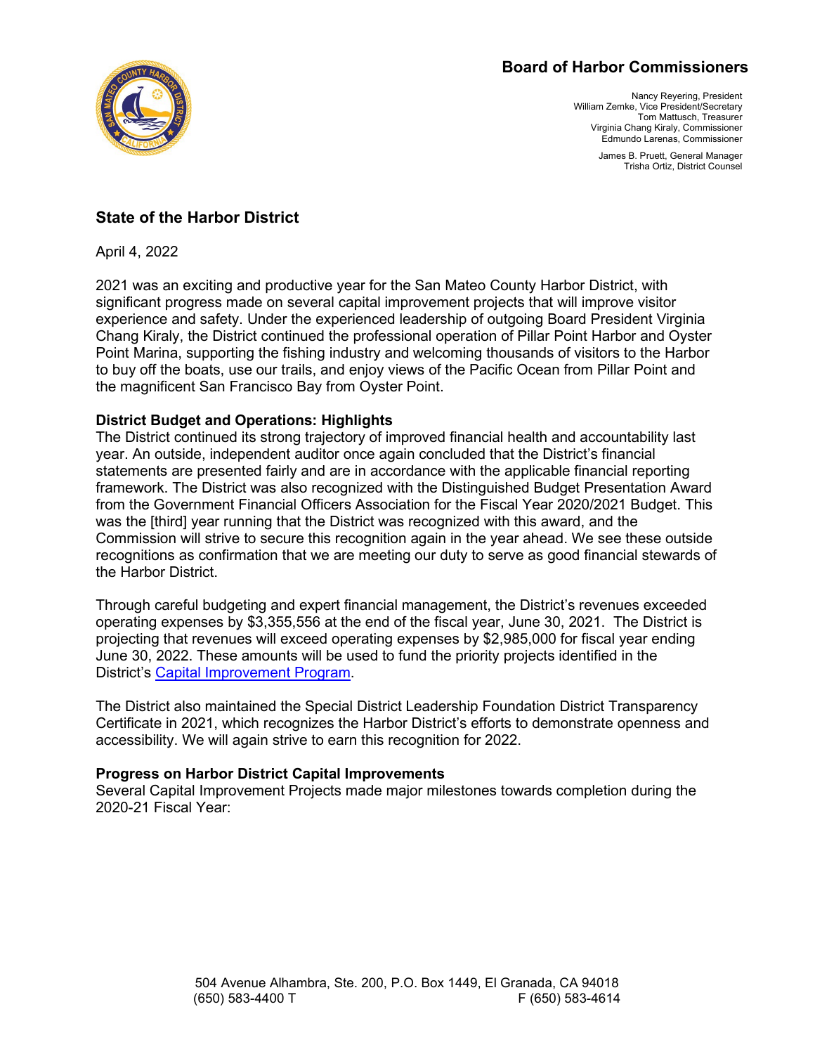# Board of Harbor Commissioners

Nancy Reyering, President
William Zemke, Vice President/Secretary
Tom Mattusch, Treasurer
Virginia Chang Kiraly, Commissioner
Edmundo Larenas, Commissioner

James B. Pruett, General Manager
Trisha Ortiz, District Counsel

## State of the Harbor District

April 4, 2022

2021 was an exciting and productive year for the San Mateo County Harbor District, with significant progress made on several capital improvement projects that will improve visitor experience and safety. Under the experienced leadership of outgoing Board President Virginia Chang Kiraly, the District continued the professional operation of Pillar Point Harbor and Oyster Point Marina, supporting the fishing industry and welcoming thousands of visitors to the Harbor to buy off the boats, use our trails, and enjoy views of the Pacific Ocean from Pillar Point and the magnificent San Francisco Bay from Oyster Point.

**District Budget and Operations: Highlights**

The District continued its strong trajectory of improved financial health and accountability last year. An outside, independent auditor once again concluded that the District's financial statements are presented fairly and are in accordance with the applicable financial reporting framework. The District was also recognized with the Distinguished Budget Presentation Award from the Government Financial Officers Association for the Fiscal Year 2020/2021 Budget. This was the [third] year running that the District was recognized with this award, and the Commission will strive to secure this recognition again in the year ahead. We see these outside recognitions as confirmation that we are meeting our duty to serve as good financial stewards of the Harbor District.

Through careful budgeting and expert financial management, the District's revenues exceeded operating expenses by $3,355,556 at the end of the fiscal year, June 30, 2021. The District is projecting that revenues will exceed operating expenses by $2,985,000 for fiscal year ending June 30, 2022. These amounts will be used to fund the priority projects identified in the District's Capital Improvement Program.

The District also maintained the Special District Leadership Foundation District Transparency Certificate in 2021, which recognizes the Harbor District's efforts to demonstrate openness and accessibility. We will again strive to earn this recognition for 2022.

**Progress on Harbor District Capital Improvements**

Several Capital Improvement Projects made major milestones towards completion during the 2020-21 Fiscal Year:

504 Avenue Alhambra, Ste. 200, P.O. Box 1449, El Granada, CA 94018
(650) 583-4400 T F (650) 583-4614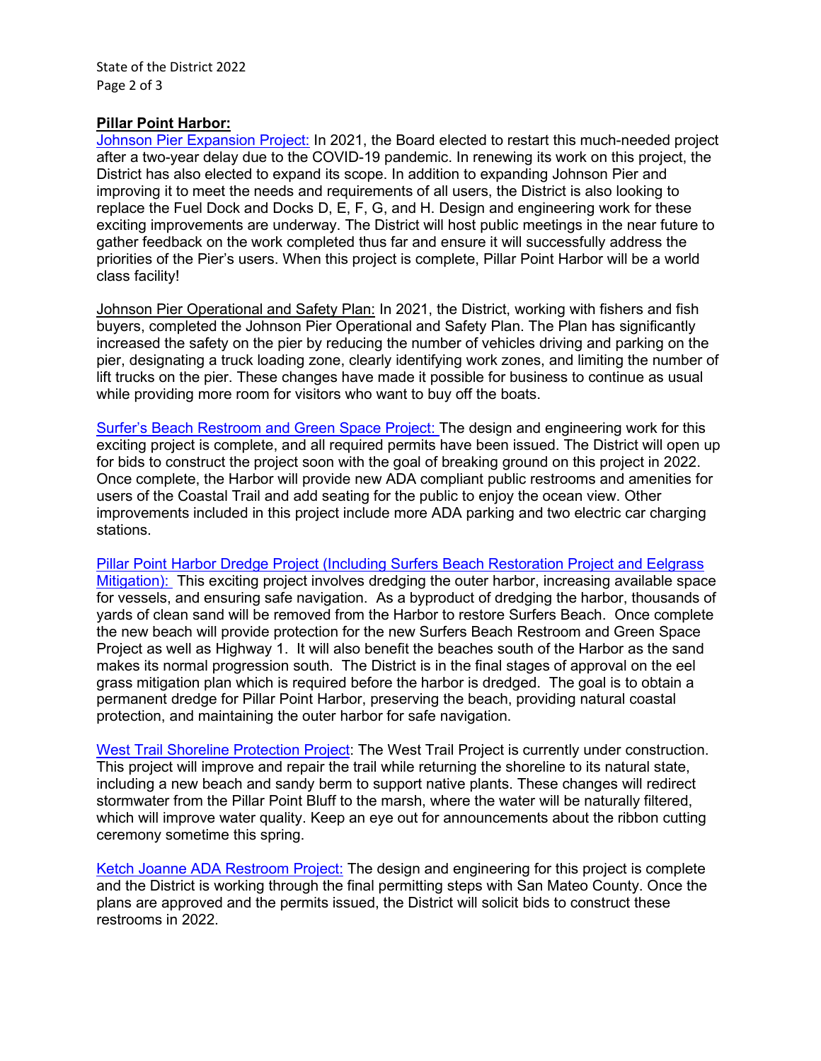**Pillar Point Harbor:**

Johnson Pier Expansion Project: In 2021, the Board elected to restart this much-needed project after a two-year delay due to the COVID-19 pandemic. In renewing its work on this project, the District has also elected to expand its scope. In addition to expanding Johnson Pier and improving it to meet the needs and requirements of all users, the District is also looking to replace the Fuel Dock and Docks D, E, F, G, and H. Design and engineering work for these exciting improvements are underway. The District will host public meetings in the near future to gather feedback on the work completed thus far and ensure it will successfully address the priorities of the Pier's users. When this project is complete, Pillar Point Harbor will be a world class facility!

Johnson Pier Operational and Safety Plan: In 2021, the District, working with fishers and fish buyers, completed the Johnson Pier Operational and Safety Plan. The Plan has significantly increased the safety on the pier by reducing the number of vehicles driving and parking on the pier, designating a truck loading zone, clearly identifying work zones, and limiting the number of lift trucks on the pier. These changes have made it possible for business to continue as usual while providing more room for visitors who want to buy off the boats.

Surfer's Beach Restroom and Green Space Project: The design and engineering work for this exciting project is complete, and all required permits have been issued. The District will open up for bids to construct the project soon with the goal of breaking ground on this project in 2022. Once complete, the Harbor will provide new ADA compliant public restrooms and amenities for users of the Coastal Trail and add seating for the public to enjoy the ocean view. Other improvements included in this project include more ADA parking and two electric car charging stations.

Pillar Point Harbor Dredge Project (Including Surfers Beach Restoration Project and Eelgrass Mitigation): This exciting project involves dredging the outer harbor, increasing available space for vessels, and ensuring safe navigation. As a byproduct of dredging the harbor, thousands of yards of clean sand will be removed from the Harbor to restore Surfers Beach. Once complete the new beach will provide protection for the new Surfers Beach Restroom and Green Space Project as well as Highway 1. It will also benefit the beaches south of the Harbor as the sand makes its normal progression south. The District is in the final stages of approval on the eel grass mitigation plan which is required before the harbor is dredged. The goal is to obtain a permanent dredge for Pillar Point Harbor, preserving the beach, providing natural coastal protection, and maintaining the outer harbor for safe navigation.

West Trail Shoreline Protection Project: The West Trail Project is currently under construction. This project will improve and repair the trail while returning the shoreline to its natural state, including a new beach and sandy berm to support native plants. These changes will redirect stormwater from the Pillar Point Bluff to the marsh, where the water will be naturally filtered, which will improve water quality. Keep an eye out for announcements about the ribbon cutting ceremony sometime this spring.

Ketch Joanne ADA Restroom Project: The design and engineering for this project is complete and the District is working through the final permitting steps with San Mateo County. Once the plans are approved and the permits issued, the District will solicit bids to construct these restrooms in 2022.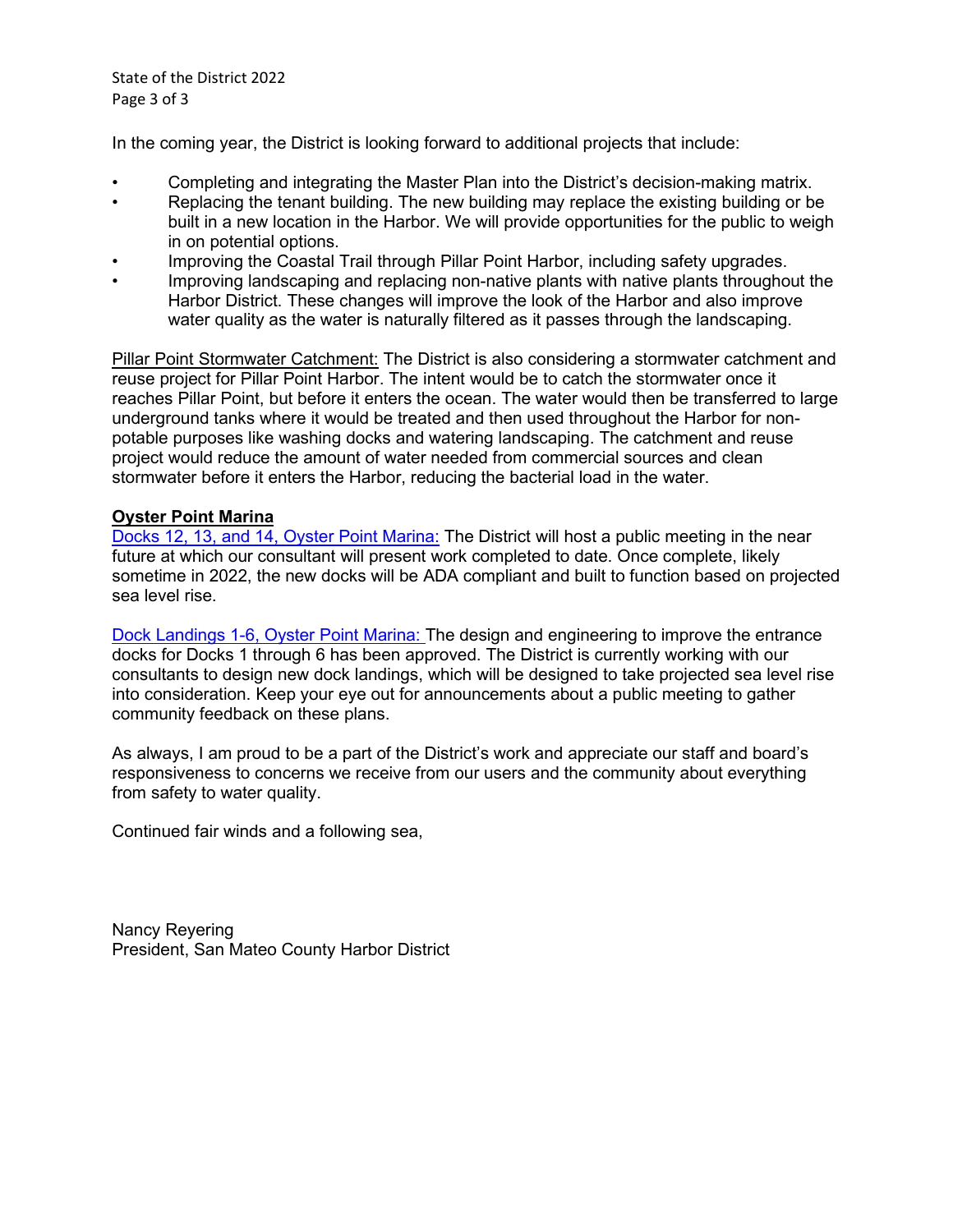In the coming year, the District is looking forward to additional projects that include:

- Completing and integrating the Master Plan into the District's decision-making matrix.
- Replacing the tenant building. The new building may replace the existing building or be built in a new location in the Harbor. We will provide opportunities for the public to weigh in on potential options.
- Improving the Coastal Trail through Pillar Point Harbor, including safety upgrades.
- Improving landscaping and replacing non-native plants with native plants throughout the Harbor District. These changes will improve the look of the Harbor and also improve water quality as the water is naturally filtered as it passes through the landscaping.

Pillar Point Stormwater Catchment: The District is also considering a stormwater catchment and reuse project for Pillar Point Harbor. The intent would be to catch the stormwater once it reaches Pillar Point, but before it enters the ocean. The water would then be transferred to large underground tanks where it would be treated and then used throughout the Harbor for non-potable purposes like washing docks and watering landscaping. The catchment and reuse project would reduce the amount of water needed from commercial sources and clean stormwater before it enters the Harbor, reducing the bacterial load in the water.

**Oyster Point Marina**

Docks 12, 13, and 14, Oyster Point Marina: The District will host a public meeting in the near future at which our consultant will present work completed to date. Once complete, likely sometime in 2022, the new docks will be ADA compliant and built to function based on projected sea level rise.

Dock Landings 1-6, Oyster Point Marina: The design and engineering to improve the entrance docks for Docks 1 through 6 has been approved. The District is currently working with our consultants to design new dock landings, which will be designed to take projected sea level rise into consideration. Keep your eye out for announcements about a public meeting to gather community feedback on these plans.

As always, I am proud to be a part of the District's work and appreciate our staff and board's responsiveness to concerns we receive from our users and the community about everything from safety to water quality.

Continued fair winds and a following sea,

Nancy Reyering
President, San Mateo County Harbor District